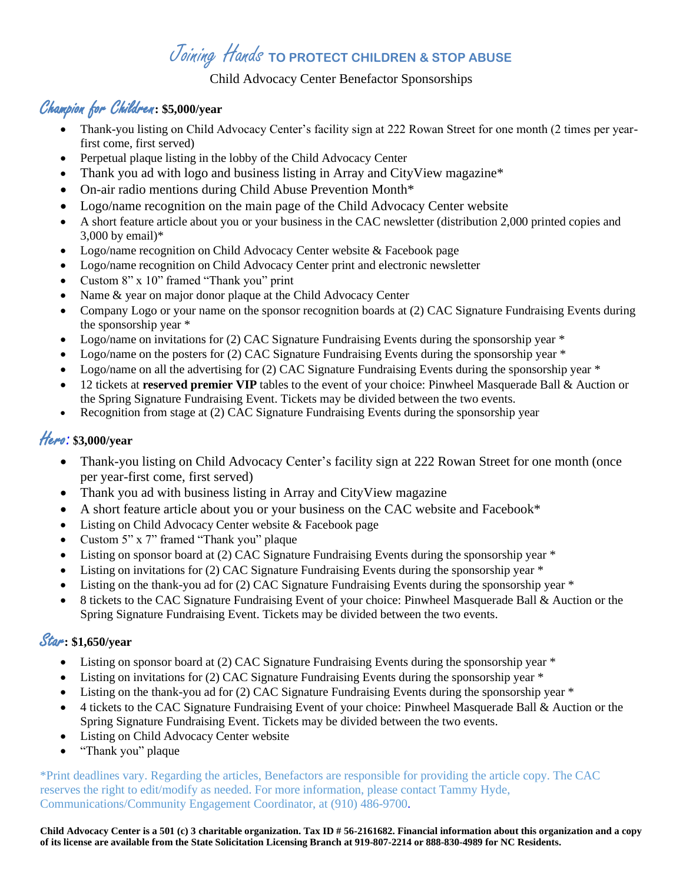# *Joining Hands* TO PROTECT CHILDREN & STOP ABUSE

Child Advocacy Center Benefactor Sponsorships

## *Champion for Children*: $5,000/year

- Thank-you listing on Child Advocacy Center's facility sign at 222 Rowan Street for one month (2 times per year-first come, first served)
- Perpetual plaque listing in the lobby of the Child Advocacy Center
- Thank you ad with logo and business listing in Array and CityView magazine*
- On-air radio mentions during Child Abuse Prevention Month*
- Logo/name recognition on the main page of the Child Advocacy Center website
- A short feature article about you or your business in the CAC newsletter (distribution 2,000 printed copies and 3,000 by email)*
- Logo/name recognition on Child Advocacy Center website & Facebook page
- Logo/name recognition on Child Advocacy Center print and electronic newsletter
- Custom 8" x 10" framed "Thank you" print
- Name & year on major donor plaque at the Child Advocacy Center
- Company Logo or your name on the sponsor recognition boards at (2) CAC Signature Fundraising Events during the sponsorship year *
- Logo/name on invitations for (2) CAC Signature Fundraising Events during the sponsorship year *
- Logo/name on the posters for (2) CAC Signature Fundraising Events during the sponsorship year *
- Logo/name on all the advertising for (2) CAC Signature Fundraising Events during the sponsorship year *
- 12 tickets at **reserved premier VIP** tables to the event of your choice: Pinwheel Masquerade Ball & Auction or the Spring Signature Fundraising Event. Tickets may be divided between the two events.
- Recognition from stage at (2) CAC Signature Fundraising Events during the sponsorship year

## *Hero*: $3,000/year

- Thank-you listing on Child Advocacy Center's facility sign at 222 Rowan Street for one month (once per year-first come, first served)
- Thank you ad with business listing in Array and CityView magazine
- A short feature article about you or your business on the CAC website and Facebook*
- Listing on Child Advocacy Center website & Facebook page
- Custom 5" x 7" framed "Thank you" plaque
- Listing on sponsor board at (2) CAC Signature Fundraising Events during the sponsorship year *
- Listing on invitations for (2) CAC Signature Fundraising Events during the sponsorship year *
- Listing on the thank-you ad for (2) CAC Signature Fundraising Events during the sponsorship year *
- 8 tickets to the CAC Signature Fundraising Event of your choice: Pinwheel Masquerade Ball & Auction or the Spring Signature Fundraising Event. Tickets may be divided between the two events.

## *Star*: $1,650/year

- Listing on sponsor board at (2) CAC Signature Fundraising Events during the sponsorship year *
- Listing on invitations for (2) CAC Signature Fundraising Events during the sponsorship year *
- Listing on the thank-you ad for (2) CAC Signature Fundraising Events during the sponsorship year *
- 4 tickets to the CAC Signature Fundraising Event of your choice: Pinwheel Masquerade Ball & Auction or the Spring Signature Fundraising Event. Tickets may be divided between the two events.
- Listing on Child Advocacy Center website
- "Thank you" plaque

*Print deadlines vary. Regarding the articles, Benefactors are responsible for providing the article copy. The CAC reserves the right to edit/modify as needed. For more information, please contact Tammy Hyde, Communications/Community Engagement Coordinator, at (910) 486-9700.

**Child Advocacy Center is a 501 (c) 3 charitable organization. Tax ID # 56-2161682. Financial information about this organization and a copy of its license are available from the State Solicitation Licensing Branch at 919-807-2214 or 888-830-4989 for NC Residents.**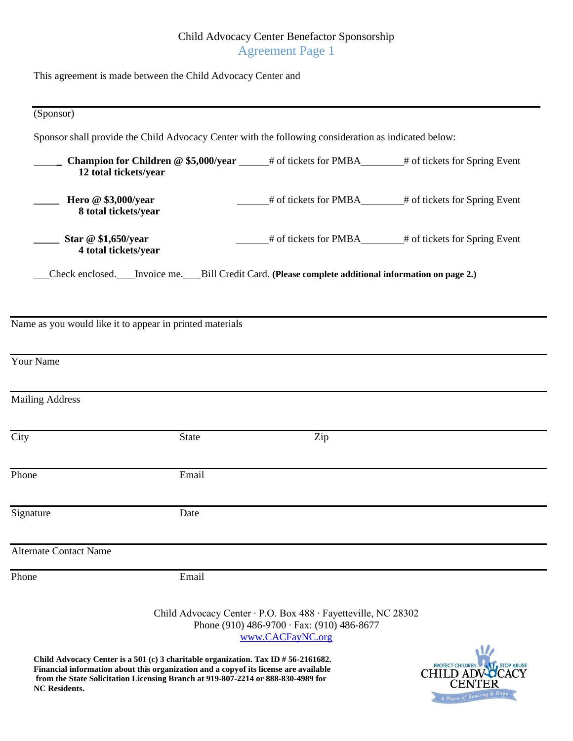# Child Advocacy Center Benefactor Sponsorship

## Agreement Page 1

This agreement is made between the Child Advocacy Center and

______________________________________________________________________

(Sponsor)

Sponsor shall provide the Child Advocacy Center with the following consideration as indicated below:

_____ **Champion for Children @ $5,000/year** _____# of tickets for PMBA_______# of tickets for Spring Event
**12 total tickets/year**

_____ **Hero @ $3,000/year** _____# of tickets for PMBA_______# of tickets for Spring Event
**8 total tickets/year**

_____ **Star @ $1,650/year** _____# of tickets for PMBA_______# of tickets for Spring Event
**4 total tickets/year**

___Check enclosed.___Invoice me.___Bill Credit Card. **(Please complete additional information on page 2.)**

______________________________________________________________________

Name as you would like it to appear in printed materials

______________________________________________________________________

Your Name

______________________________________________________________________

Mailing Address

______________________________________________________________________

City State Zip

______________________________________________________________________

Phone Email

______________________________________________________________________

Signature Date

______________________________________________________________________

Alternate Contact Name

______________________________________________________________________

Phone Email

Child Advocacy Center · P.O. Box 488 · Fayetteville, NC 28302
Phone (910) 486-9700 · Fax: (910) 486-8677
www.CACFayNC.org

**Child Advocacy Center is a 501 (c) 3 charitable organization. Tax ID # 56-2161682. Financial information about this organization and a copyof its license are available from the State Solicitation Licensing Branch at 919-807-2214 or 888-830-4989 for NC Residents.**

PROTECT CHILDREN STOP ABUSE
CHILD ADVOCACY CENTER
A Place of Healing & Hope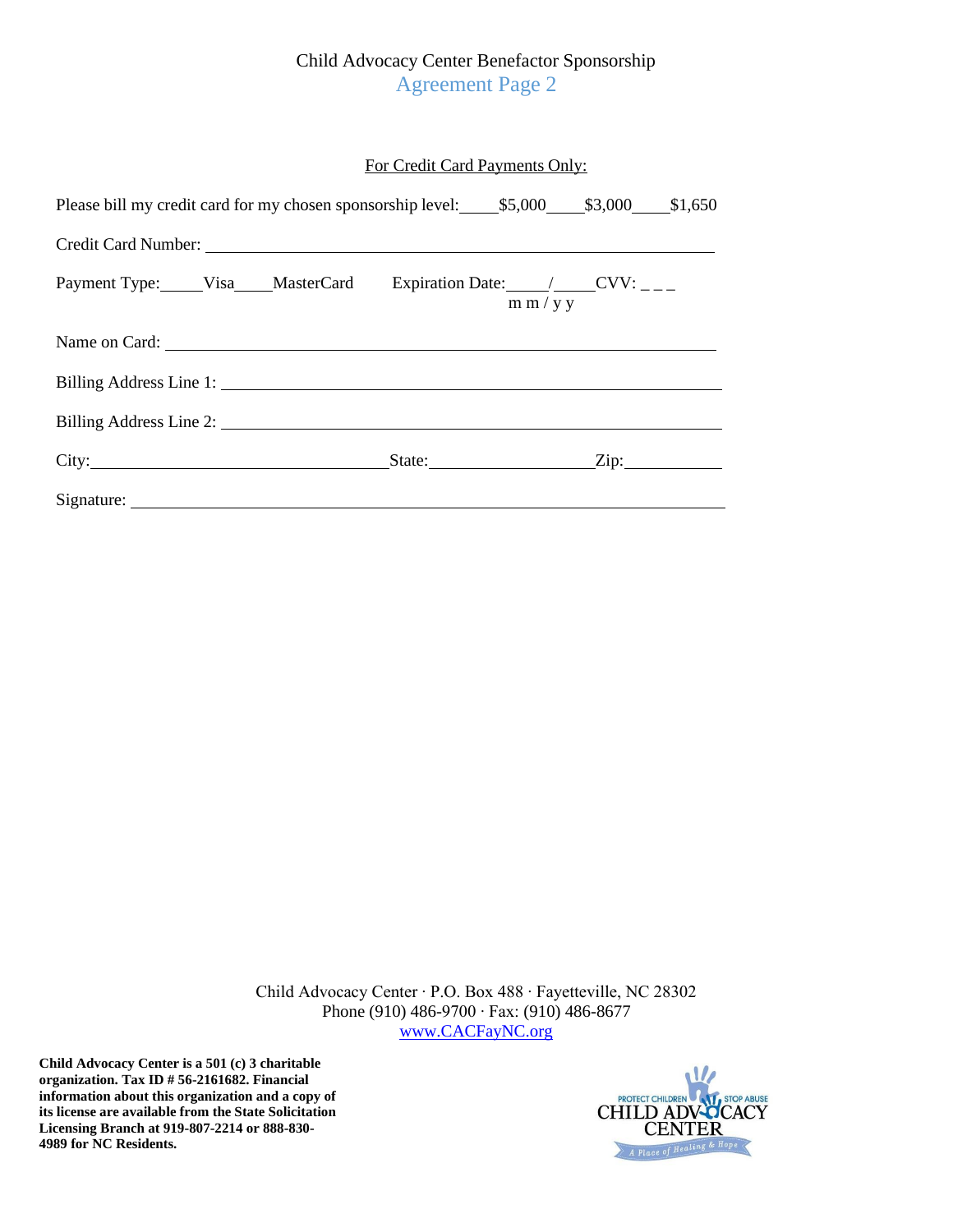Child Advocacy Center Benefactor Sponsorship

Agreement Page 2

For Credit Card Payments Only:

Please bill my credit card for my chosen sponsorship level:____$5,000____$3,000____$1,650

Credit Card Number: ________________________________________________________

Payment Type:_____Visa____MasterCard Expiration Date:_____/_____CVV: _ _ _
m m / y y

Name on Card: ________________________________________________________

Billing Address Line 1: ________________________________________________________

Billing Address Line 2: ________________________________________________________

City:______________________________State:_________________Zip:___________

Signature: ________________________________________________________

Child Advocacy Center · P.O. Box 488 · Fayetteville, NC 28302
Phone (910) 486-9700 · Fax: (910) 486-8677
www.CACFayNC.org

**Child Advocacy Center is a 501 (c) 3 charitable organization. Tax ID # 56-2161682. Financial information about this organization and a copy of its license are available from the State Solicitation Licensing Branch at 919-807-2214 or 888-830-4989 for NC Residents.**

PROTECT CHILDREN STOP ABUSE
CHILD ADVOCACY CENTER
A Place of Healing & Hope